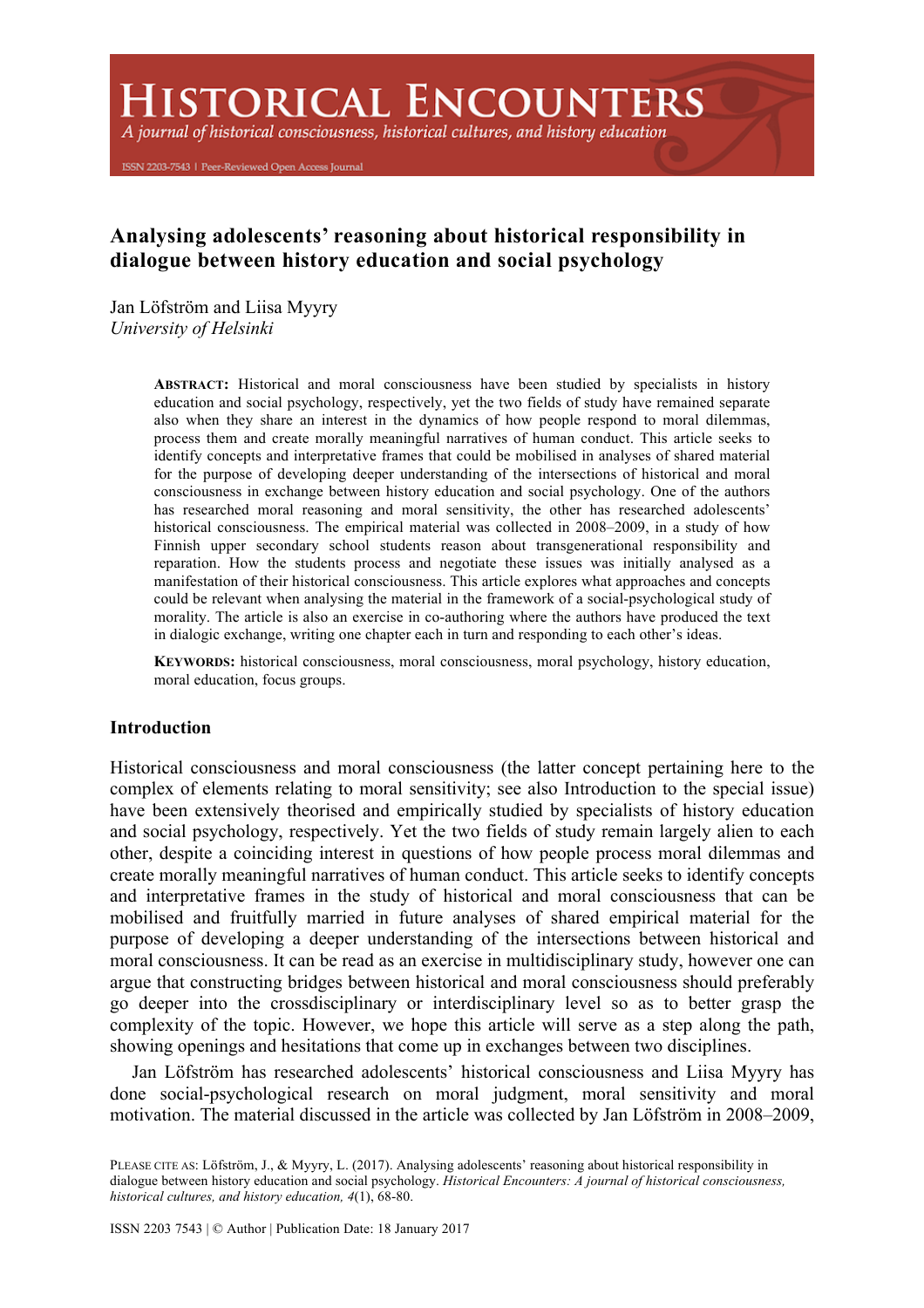# Analysing adolescents' reasoning about historical responsibility in dialogue between history education and social psychology

Jan Löfström and Liisa Myyry
*University of Helsinki*

**ABSTRACT:** Historical and moral consciousness have been studied by specialists in history education and social psychology, respectively, yet the two fields of study have remained separate also when they share an interest in the dynamics of how people respond to moral dilemmas, process them and create morally meaningful narratives of human conduct. This article seeks to identify concepts and interpretative frames that could be mobilised in analyses of shared material for the purpose of developing deeper understanding of the intersections of historical and moral consciousness in exchange between history education and social psychology. One of the authors has researched moral reasoning and moral sensitivity, the other has researched adolescents' historical consciousness. The empirical material was collected in 2008–2009, in a study of how Finnish upper secondary school students reason about transgenerational responsibility and reparation. How the students process and negotiate these issues was initially analysed as a manifestation of their historical consciousness. This article explores what approaches and concepts could be relevant when analysing the material in the framework of a social-psychological study of morality. The article is also an exercise in co-authoring where the authors have produced the text in dialogic exchange, writing one chapter each in turn and responding to each other's ideas.

**KEYWORDS:** historical consciousness, moral consciousness, moral psychology, history education, moral education, focus groups.

## Introduction

Historical consciousness and moral consciousness (the latter concept pertaining here to the complex of elements relating to moral sensitivity; see also Introduction to the special issue) have been extensively theorised and empirically studied by specialists of history education and social psychology, respectively. Yet the two fields of study remain largely alien to each other, despite a coinciding interest in questions of how people process moral dilemmas and create morally meaningful narratives of human conduct. This article seeks to identify concepts and interpretative frames in the study of historical and moral consciousness that can be mobilised and fruitfully married in future analyses of shared empirical material for the purpose of developing a deeper understanding of the intersections between historical and moral consciousness. It can be read as an exercise in multidisciplinary study, however one can argue that constructing bridges between historical and moral consciousness should preferably go deeper into the crossdisciplinary or interdisciplinary level so as to better grasp the complexity of the topic. However, we hope this article will serve as a step along the path, showing openings and hesitations that come up in exchanges between two disciplines.

Jan Löfström has researched adolescents' historical consciousness and Liisa Myyry has done social-psychological research on moral judgment, moral sensitivity and moral motivation. The material discussed in the article was collected by Jan Löfström in 2008–2009,

PLEASE CITE AS: Löfström, J., & Myyry, L. (2017). Analysing adolescents' reasoning about historical responsibility in dialogue between history education and social psychology. *Historical Encounters: A journal of historical consciousness, historical cultures, and history education, 4*(1), 68-80.

ISSN 2203 7543 | © Author | Publication Date: 18 January 2017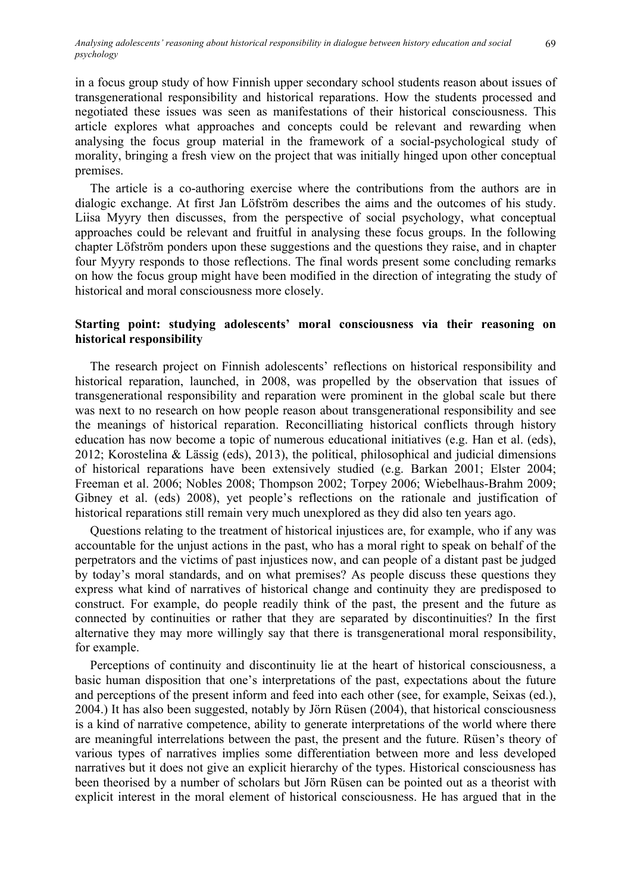in a focus group study of how Finnish upper secondary school students reason about issues of transgenerational responsibility and historical reparations. How the students processed and negotiated these issues was seen as manifestations of their historical consciousness. This article explores what approaches and concepts could be relevant and rewarding when analysing the focus group material in the framework of a social-psychological study of morality, bringing a fresh view on the project that was initially hinged upon other conceptual premises.

The article is a co-authoring exercise where the contributions from the authors are in dialogic exchange. At first Jan Löfström describes the aims and the outcomes of his study. Liisa Myyry then discusses, from the perspective of social psychology, what conceptual approaches could be relevant and fruitful in analysing these focus groups. In the following chapter Löfström ponders upon these suggestions and the questions they raise, and in chapter four Myyry responds to those reflections. The final words present some concluding remarks on how the focus group might have been modified in the direction of integrating the study of historical and moral consciousness more closely.

## Starting point: studying adolescents' moral consciousness via their reasoning on historical responsibility

The research project on Finnish adolescents' reflections on historical responsibility and historical reparation, launched, in 2008, was propelled by the observation that issues of transgenerational responsibility and reparation were prominent in the global scale but there was next to no research on how people reason about transgenerational responsibility and see the meanings of historical reparation. Reconcilliating historical conflicts through history education has now become a topic of numerous educational initiatives (e.g. Han et al. (eds), 2012; Korostelina & Lässig (eds), 2013), the political, philosophical and judicial dimensions of historical reparations have been extensively studied (e.g. Barkan 2001; Elster 2004; Freeman et al. 2006; Nobles 2008; Thompson 2002; Torpey 2006; Wiebelhaus-Brahm 2009; Gibney et al. (eds) 2008), yet people's reflections on the rationale and justification of historical reparations still remain very much unexplored as they did also ten years ago.

Questions relating to the treatment of historical injustices are, for example, who if any was accountable for the unjust actions in the past, who has a moral right to speak on behalf of the perpetrators and the victims of past injustices now, and can people of a distant past be judged by today's moral standards, and on what premises? As people discuss these questions they express what kind of narratives of historical change and continuity they are predisposed to construct. For example, do people readily think of the past, the present and the future as connected by continuities or rather that they are separated by discontinuities? In the first alternative they may more willingly say that there is transgenerational moral responsibility, for example.

Perceptions of continuity and discontinuity lie at the heart of historical consciousness, a basic human disposition that one's interpretations of the past, expectations about the future and perceptions of the present inform and feed into each other (see, for example, Seixas (ed.), 2004.) It has also been suggested, notably by Jörn Rüsen (2004), that historical consciousness is a kind of narrative competence, ability to generate interpretations of the world where there are meaningful interrelations between the past, the present and the future. Rüsen's theory of various types of narratives implies some differentiation between more and less developed narratives but it does not give an explicit hierarchy of the types. Historical consciousness has been theorised by a number of scholars but Jörn Rüsen can be pointed out as a theorist with explicit interest in the moral element of historical consciousness. He has argued that in the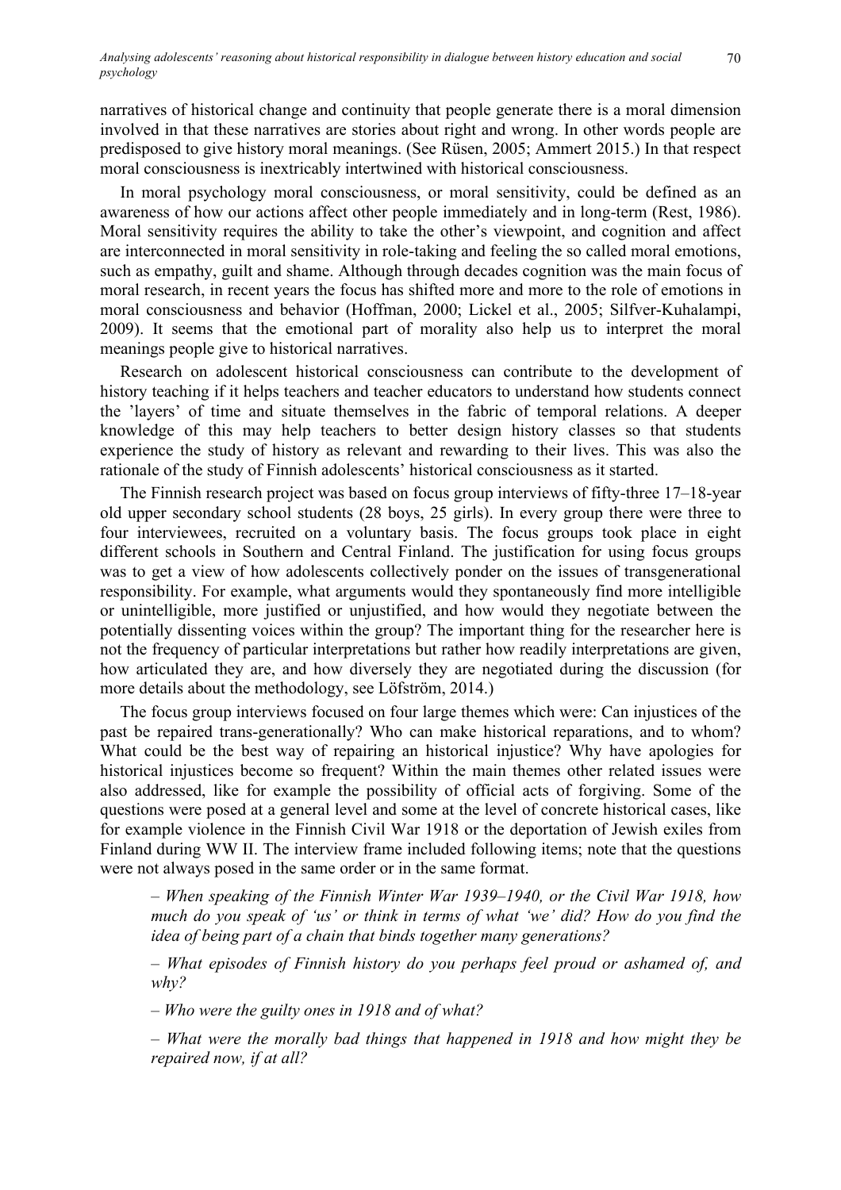narratives of historical change and continuity that people generate there is a moral dimension involved in that these narratives are stories about right and wrong. In other words people are predisposed to give history moral meanings. (See Rüsen, 2005; Ammert 2015.) In that respect moral consciousness is inextricably intertwined with historical consciousness.

In moral psychology moral consciousness, or moral sensitivity, could be defined as an awareness of how our actions affect other people immediately and in long-term (Rest, 1986). Moral sensitivity requires the ability to take the other's viewpoint, and cognition and affect are interconnected in moral sensitivity in role-taking and feeling the so called moral emotions, such as empathy, guilt and shame. Although through decades cognition was the main focus of moral research, in recent years the focus has shifted more and more to the role of emotions in moral consciousness and behavior (Hoffman, 2000; Lickel et al., 2005; Silfver-Kuhalampi, 2009). It seems that the emotional part of morality also help us to interpret the moral meanings people give to historical narratives.

Research on adolescent historical consciousness can contribute to the development of history teaching if it helps teachers and teacher educators to understand how students connect the 'layers' of time and situate themselves in the fabric of temporal relations. A deeper knowledge of this may help teachers to better design history classes so that students experience the study of history as relevant and rewarding to their lives. This was also the rationale of the study of Finnish adolescents' historical consciousness as it started.

The Finnish research project was based on focus group interviews of fifty-three 17–18-year old upper secondary school students (28 boys, 25 girls). In every group there were three to four interviewees, recruited on a voluntary basis. The focus groups took place in eight different schools in Southern and Central Finland. The justification for using focus groups was to get a view of how adolescents collectively ponder on the issues of transgenerational responsibility. For example, what arguments would they spontaneously find more intelligible or unintelligible, more justified or unjustified, and how would they negotiate between the potentially dissenting voices within the group? The important thing for the researcher here is not the frequency of particular interpretations but rather how readily interpretations are given, how articulated they are, and how diversely they are negotiated during the discussion (for more details about the methodology, see Löfström, 2014.)

The focus group interviews focused on four large themes which were: Can injustices of the past be repaired trans-generationally? Who can make historical reparations, and to whom? What could be the best way of repairing an historical injustice? Why have apologies for historical injustices become so frequent? Within the main themes other related issues were also addressed, like for example the possibility of official acts of forgiving. Some of the questions were posed at a general level and some at the level of concrete historical cases, like for example violence in the Finnish Civil War 1918 or the deportation of Jewish exiles from Finland during WW II. The interview frame included following items; note that the questions were not always posed in the same order or in the same format.

> – *When speaking of the Finnish Winter War 1939–1940, or the Civil War 1918, how much do you speak of 'us' or think in terms of what 'we' did? How do you find the idea of being part of a chain that binds together many generations?*
>
> – *What episodes of Finnish history do you perhaps feel proud or ashamed of, and why?*
>
> – *Who were the guilty ones in 1918 and of what?*
>
> – *What were the morally bad things that happened in 1918 and how might they be repaired now, if at all?*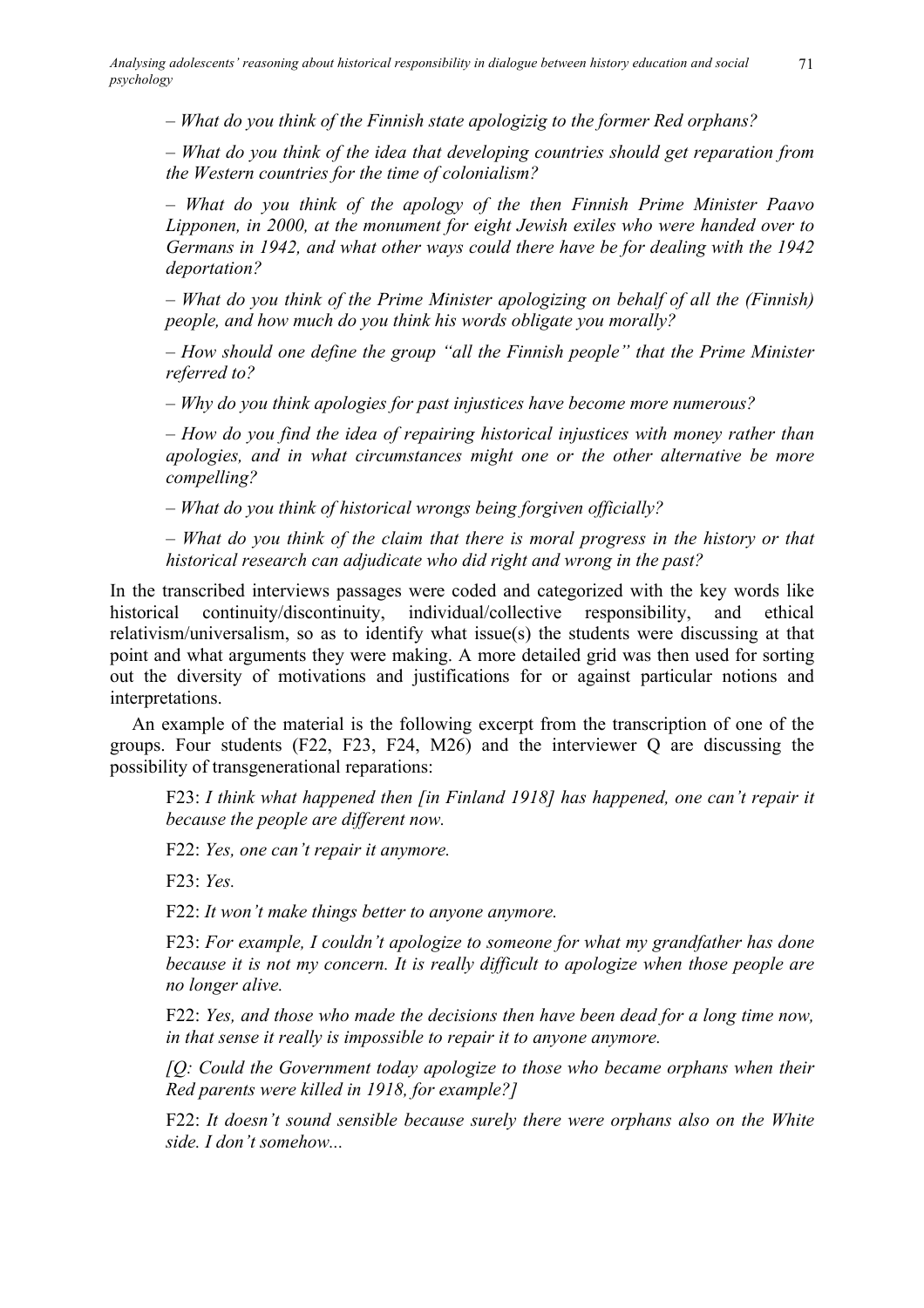– *What do you think of the Finnish state apologizig to the former Red orphans?*

– *What do you think of the idea that developing countries should get reparation from the Western countries for the time of colonialism?*

– *What do you think of the apology of the then Finnish Prime Minister Paavo Lipponen, in 2000, at the monument for eight Jewish exiles who were handed over to Germans in 1942, and what other ways could there have be for dealing with the 1942 deportation?*

– *What do you think of the Prime Minister apologizing on behalf of all the (Finnish) people, and how much do you think his words obligate you morally?*

– *How should one define the group "all the Finnish people" that the Prime Minister referred to?*

– *Why do you think apologies for past injustices have become more numerous?*

– *How do you find the idea of repairing historical injustices with money rather than apologies, and in what circumstances might one or the other alternative be more compelling?*

– *What do you think of historical wrongs being forgiven officially?*

– *What do you think of the claim that there is moral progress in the history or that historical research can adjudicate who did right and wrong in the past?*

In the transcribed interviews passages were coded and categorized with the key words like historical continuity/discontinuity, individual/collective responsibility, and ethical relativism/universalism, so as to identify what issue(s) the students were discussing at that point and what arguments they were making. A more detailed grid was then used for sorting out the diversity of motivations and justifications for or against particular notions and interpretations.

An example of the material is the following excerpt from the transcription of one of the groups. Four students (F22, F23, F24, M26) and the interviewer Q are discussing the possibility of transgenerational reparations:

F23: *I think what happened then [in Finland 1918] has happened, one can't repair it because the people are different now.*

F22: *Yes, one can't repair it anymore.*

F23: *Yes.*

F22: *It won't make things better to anyone anymore.*

F23: *For example, I couldn't apologize to someone for what my grandfather has done because it is not my concern. It is really difficult to apologize when those people are no longer alive.*

F22: *Yes, and those who made the decisions then have been dead for a long time now, in that sense it really is impossible to repair it to anyone anymore.*

*[Q: Could the Government today apologize to those who became orphans when their Red parents were killed in 1918, for example?]*

F22: *It doesn't sound sensible because surely there were orphans also on the White side. I don't somehow...*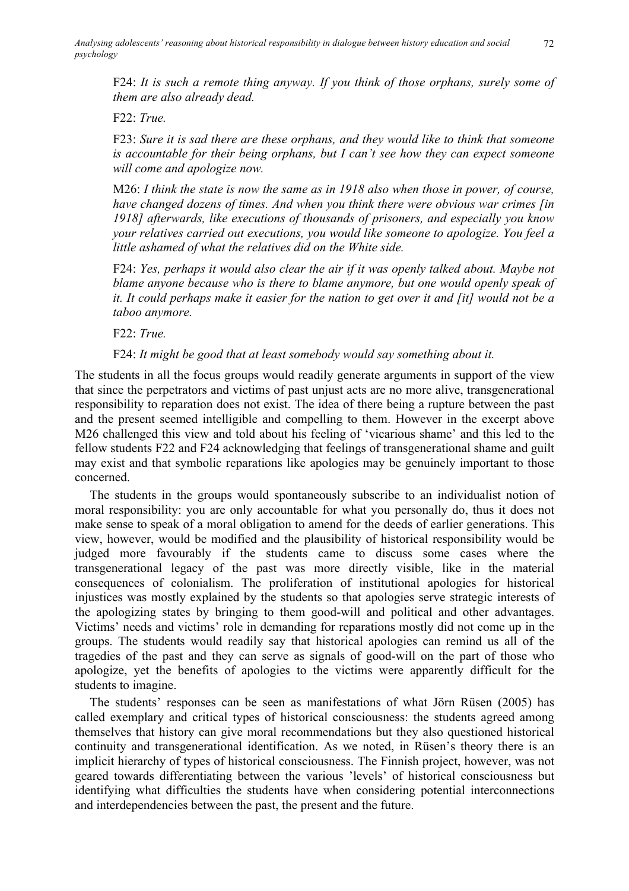F24: *It is such a remote thing anyway. If you think of those orphans, surely some of them are also already dead.*

F22: *True.*

F23: *Sure it is sad there are these orphans, and they would like to think that someone is accountable for their being orphans, but I can't see how they can expect someone will come and apologize now.*

M26: *I think the state is now the same as in 1918 also when those in power, of course, have changed dozens of times. And when you think there were obvious war crimes [in 1918] afterwards, like executions of thousands of prisoners, and especially you know your relatives carried out executions, you would like someone to apologize. You feel a little ashamed of what the relatives did on the White side.*

F24: *Yes, perhaps it would also clear the air if it was openly talked about. Maybe not blame anyone because who is there to blame anymore, but one would openly speak of it. It could perhaps make it easier for the nation to get over it and [it] would not be a taboo anymore.*

F22: *True.*

F24: *It might be good that at least somebody would say something about it.*

The students in all the focus groups would readily generate arguments in support of the view that since the perpetrators and victims of past unjust acts are no more alive, transgenerational responsibility to reparation does not exist. The idea of there being a rupture between the past and the present seemed intelligible and compelling to them. However in the excerpt above M26 challenged this view and told about his feeling of 'vicarious shame' and this led to the fellow students F22 and F24 acknowledging that feelings of transgenerational shame and guilt may exist and that symbolic reparations like apologies may be genuinely important to those concerned.

The students in the groups would spontaneously subscribe to an individualist notion of moral responsibility: you are only accountable for what you personally do, thus it does not make sense to speak of a moral obligation to amend for the deeds of earlier generations. This view, however, would be modified and the plausibility of historical responsibility would be judged more favourably if the students came to discuss some cases where the transgenerational legacy of the past was more directly visible, like in the material consequences of colonialism. The proliferation of institutional apologies for historical injustices was mostly explained by the students so that apologies serve strategic interests of the apologizing states by bringing to them good-will and political and other advantages. Victims' needs and victims' role in demanding for reparations mostly did not come up in the groups. The students would readily say that historical apologies can remind us all of the tragedies of the past and they can serve as signals of good-will on the part of those who apologize, yet the benefits of apologies to the victims were apparently difficult for the students to imagine.

The students' responses can be seen as manifestations of what Jörn Rüsen (2005) has called exemplary and critical types of historical consciousness: the students agreed among themselves that history can give moral recommendations but they also questioned historical continuity and transgenerational identification. As we noted, in Rüsen's theory there is an implicit hierarchy of types of historical consciousness. The Finnish project, however, was not geared towards differentiating between the various 'levels' of historical consciousness but identifying what difficulties the students have when considering potential interconnections and interdependencies between the past, the present and the future.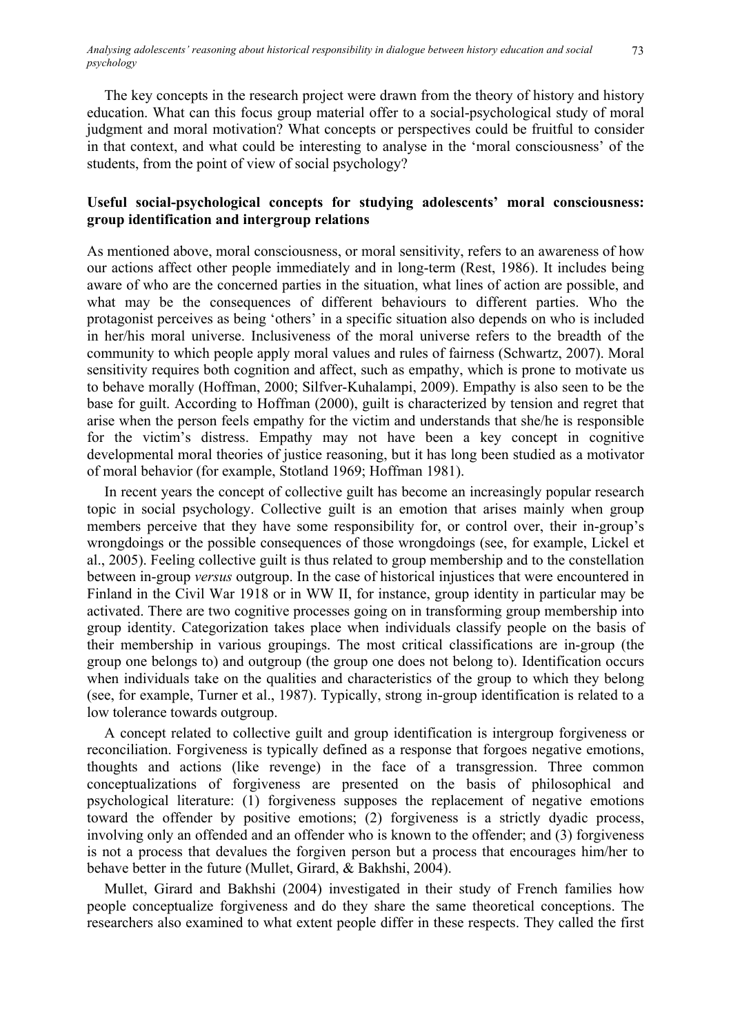The key concepts in the research project were drawn from the theory of history and history education. What can this focus group material offer to a social-psychological study of moral judgment and moral motivation? What concepts or perspectives could be fruitful to consider in that context, and what could be interesting to analyse in the 'moral consciousness' of the students, from the point of view of social psychology?

### Useful social-psychological concepts for studying adolescents' moral consciousness: group identification and intergroup relations

As mentioned above, moral consciousness, or moral sensitivity, refers to an awareness of how our actions affect other people immediately and in long-term (Rest, 1986). It includes being aware of who are the concerned parties in the situation, what lines of action are possible, and what may be the consequences of different behaviours to different parties. Who the protagonist perceives as being 'others' in a specific situation also depends on who is included in her/his moral universe. Inclusiveness of the moral universe refers to the breadth of the community to which people apply moral values and rules of fairness (Schwartz, 2007). Moral sensitivity requires both cognition and affect, such as empathy, which is prone to motivate us to behave morally (Hoffman, 2000; Silfver-Kuhalampi, 2009). Empathy is also seen to be the base for guilt. According to Hoffman (2000), guilt is characterized by tension and regret that arise when the person feels empathy for the victim and understands that she/he is responsible for the victim's distress. Empathy may not have been a key concept in cognitive developmental moral theories of justice reasoning, but it has long been studied as a motivator of moral behavior (for example, Stotland 1969; Hoffman 1981).

In recent years the concept of collective guilt has become an increasingly popular research topic in social psychology. Collective guilt is an emotion that arises mainly when group members perceive that they have some responsibility for, or control over, their in-group's wrongdoings or the possible consequences of those wrongdoings (see, for example, Lickel et al., 2005). Feeling collective guilt is thus related to group membership and to the constellation between in-group *versus* outgroup. In the case of historical injustices that were encountered in Finland in the Civil War 1918 or in WW II, for instance, group identity in particular may be activated. There are two cognitive processes going on in transforming group membership into group identity. Categorization takes place when individuals classify people on the basis of their membership in various groupings. The most critical classifications are in-group (the group one belongs to) and outgroup (the group one does not belong to). Identification occurs when individuals take on the qualities and characteristics of the group to which they belong (see, for example, Turner et al., 1987). Typically, strong in-group identification is related to a low tolerance towards outgroup.

A concept related to collective guilt and group identification is intergroup forgiveness or reconciliation. Forgiveness is typically defined as a response that forgoes negative emotions, thoughts and actions (like revenge) in the face of a transgression. Three common conceptualizations of forgiveness are presented on the basis of philosophical and psychological literature: (1) forgiveness supposes the replacement of negative emotions toward the offender by positive emotions; (2) forgiveness is a strictly dyadic process, involving only an offended and an offender who is known to the offender; and (3) forgiveness is not a process that devalues the forgiven person but a process that encourages him/her to behave better in the future (Mullet, Girard, & Bakhshi, 2004).

Mullet, Girard and Bakhshi (2004) investigated in their study of French families how people conceptualize forgiveness and do they share the same theoretical conceptions. The researchers also examined to what extent people differ in these respects. They called the first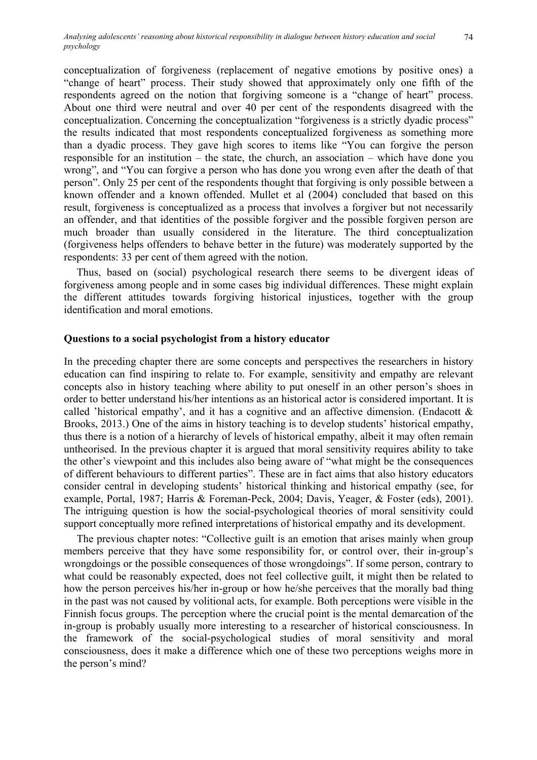conceptualization of forgiveness (replacement of negative emotions by positive ones) a "change of heart" process. Their study showed that approximately only one fifth of the respondents agreed on the notion that forgiving someone is a "change of heart" process. About one third were neutral and over 40 per cent of the respondents disagreed with the conceptualization. Concerning the conceptualization "forgiveness is a strictly dyadic process" the results indicated that most respondents conceptualized forgiveness as something more than a dyadic process. They gave high scores to items like "You can forgive the person responsible for an institution – the state, the church, an association – which have done you wrong", and "You can forgive a person who has done you wrong even after the death of that person". Only 25 per cent of the respondents thought that forgiving is only possible between a known offender and a known offended. Mullet et al (2004) concluded that based on this result, forgiveness is conceptualized as a process that involves a forgiver but not necessarily an offender, and that identities of the possible forgiver and the possible forgiven person are much broader than usually considered in the literature. The third conceptualization (forgiveness helps offenders to behave better in the future) was moderately supported by the respondents: 33 per cent of them agreed with the notion.

Thus, based on (social) psychological research there seems to be divergent ideas of forgiveness among people and in some cases big individual differences. These might explain the different attitudes towards forgiving historical injustices, together with the group identification and moral emotions.

**Questions to a social psychologist from a history educator**

In the preceding chapter there are some concepts and perspectives the researchers in history education can find inspiring to relate to. For example, sensitivity and empathy are relevant concepts also in history teaching where ability to put oneself in an other person's shoes in order to better understand his/her intentions as an historical actor is considered important. It is called 'historical empathy', and it has a cognitive and an affective dimension. (Endacott & Brooks, 2013.) One of the aims in history teaching is to develop students' historical empathy, thus there is a notion of a hierarchy of levels of historical empathy, albeit it may often remain untheorised. In the previous chapter it is argued that moral sensitivity requires ability to take the other's viewpoint and this includes also being aware of "what might be the consequences of different behaviours to different parties". These are in fact aims that also history educators consider central in developing students' historical thinking and historical empathy (see, for example, Portal, 1987; Harris & Foreman-Peck, 2004; Davis, Yeager, & Foster (eds), 2001). The intriguing question is how the social-psychological theories of moral sensitivity could support conceptually more refined interpretations of historical empathy and its development.

The previous chapter notes: "Collective guilt is an emotion that arises mainly when group members perceive that they have some responsibility for, or control over, their in-group's wrongdoings or the possible consequences of those wrongdoings". If some person, contrary to what could be reasonably expected, does not feel collective guilt, it might then be related to how the person perceives his/her in-group or how he/she perceives that the morally bad thing in the past was not caused by volitional acts, for example. Both perceptions were visible in the Finnish focus groups. The perception where the crucial point is the mental demarcation of the in-group is probably usually more interesting to a researcher of historical consciousness. In the framework of the social-psychological studies of moral sensitivity and moral consciousness, does it make a difference which one of these two perceptions weighs more in the person's mind?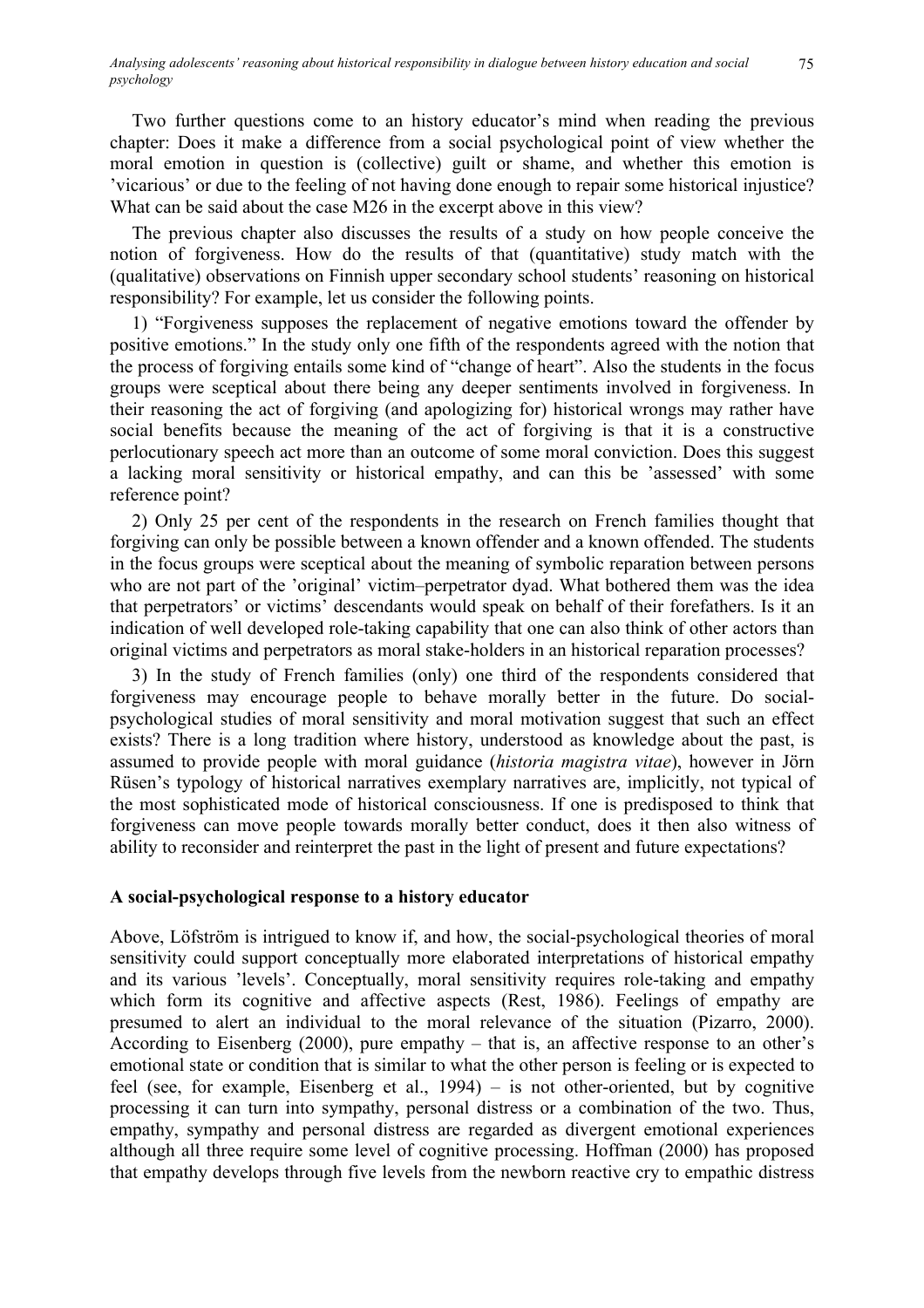Two further questions come to an history educator's mind when reading the previous chapter: Does it make a difference from a social psychological point of view whether the moral emotion in question is (collective) guilt or shame, and whether this emotion is 'vicarious' or due to the feeling of not having done enough to repair some historical injustice? What can be said about the case M26 in the excerpt above in this view?

The previous chapter also discusses the results of a study on how people conceive the notion of forgiveness. How do the results of that (quantitative) study match with the (qualitative) observations on Finnish upper secondary school students' reasoning on historical responsibility? For example, let us consider the following points.

1) "Forgiveness supposes the replacement of negative emotions toward the offender by positive emotions." In the study only one fifth of the respondents agreed with the notion that the process of forgiving entails some kind of "change of heart". Also the students in the focus groups were sceptical about there being any deeper sentiments involved in forgiveness. In their reasoning the act of forgiving (and apologizing for) historical wrongs may rather have social benefits because the meaning of the act of forgiving is that it is a constructive perlocutionary speech act more than an outcome of some moral conviction. Does this suggest a lacking moral sensitivity or historical empathy, and can this be 'assessed' with some reference point?

2) Only 25 per cent of the respondents in the research on French families thought that forgiving can only be possible between a known offender and a known offended. The students in the focus groups were sceptical about the meaning of symbolic reparation between persons who are not part of the 'original' victim–perpetrator dyad. What bothered them was the idea that perpetrators' or victims' descendants would speak on behalf of their forefathers. Is it an indication of well developed role-taking capability that one can also think of other actors than original victims and perpetrators as moral stake-holders in an historical reparation processes?

3) In the study of French families (only) one third of the respondents considered that forgiveness may encourage people to behave morally better in the future. Do social-psychological studies of moral sensitivity and moral motivation suggest that such an effect exists? There is a long tradition where history, understood as knowledge about the past, is assumed to provide people with moral guidance (*historia magistra vitae*), however in Jörn Rüsen's typology of historical narratives exemplary narratives are, implicitly, not typical of the most sophisticated mode of historical consciousness. If one is predisposed to think that forgiveness can move people towards morally better conduct, does it then also witness of ability to reconsider and reinterpret the past in the light of present and future expectations?

### A social-psychological response to a history educator

Above, Löfström is intrigued to know if, and how, the social-psychological theories of moral sensitivity could support conceptually more elaborated interpretations of historical empathy and its various 'levels'. Conceptually, moral sensitivity requires role-taking and empathy which form its cognitive and affective aspects (Rest, 1986). Feelings of empathy are presumed to alert an individual to the moral relevance of the situation (Pizarro, 2000). According to Eisenberg (2000), pure empathy – that is, an affective response to an other's emotional state or condition that is similar to what the other person is feeling or is expected to feel (see, for example, Eisenberg et al., 1994) – is not other-oriented, but by cognitive processing it can turn into sympathy, personal distress or a combination of the two. Thus, empathy, sympathy and personal distress are regarded as divergent emotional experiences although all three require some level of cognitive processing. Hoffman (2000) has proposed that empathy develops through five levels from the newborn reactive cry to empathic distress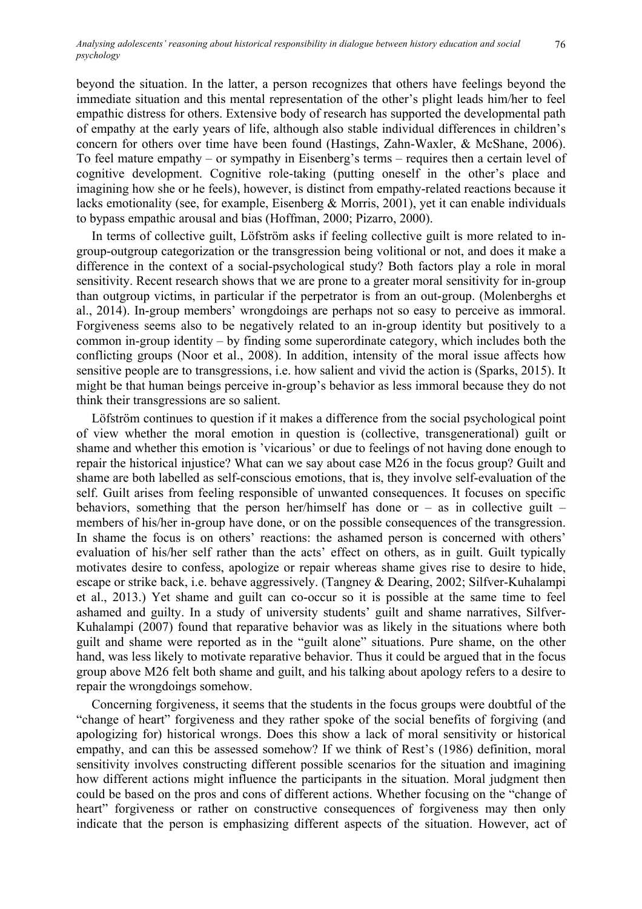beyond the situation. In the latter, a person recognizes that others have feelings beyond the immediate situation and this mental representation of the other's plight leads him/her to feel empathic distress for others. Extensive body of research has supported the developmental path of empathy at the early years of life, although also stable individual differences in children's concern for others over time have been found (Hastings, Zahn-Waxler, & McShane, 2006). To feel mature empathy – or sympathy in Eisenberg's terms – requires then a certain level of cognitive development. Cognitive role-taking (putting oneself in the other's place and imagining how she or he feels), however, is distinct from empathy-related reactions because it lacks emotionality (see, for example, Eisenberg & Morris, 2001), yet it can enable individuals to bypass empathic arousal and bias (Hoffman, 2000; Pizarro, 2000).

In terms of collective guilt, Löfström asks if feeling collective guilt is more related to in-group-outgroup categorization or the transgression being volitional or not, and does it make a difference in the context of a social-psychological study? Both factors play a role in moral sensitivity. Recent research shows that we are prone to a greater moral sensitivity for in-group than outgroup victims, in particular if the perpetrator is from an out-group. (Molenberghs et al., 2014). In-group members' wrongdoings are perhaps not so easy to perceive as immoral. Forgiveness seems also to be negatively related to an in-group identity but positively to a common in-group identity – by finding some superordinate category, which includes both the conflicting groups (Noor et al., 2008). In addition, intensity of the moral issue affects how sensitive people are to transgressions, i.e. how salient and vivid the action is (Sparks, 2015). It might be that human beings perceive in-group's behavior as less immoral because they do not think their transgressions are so salient.

Löfström continues to question if it makes a difference from the social psychological point of view whether the moral emotion in question is (collective, transgenerational) guilt or shame and whether this emotion is 'vicarious' or due to feelings of not having done enough to repair the historical injustice? What can we say about case M26 in the focus group? Guilt and shame are both labelled as self-conscious emotions, that is, they involve self-evaluation of the self. Guilt arises from feeling responsible of unwanted consequences. It focuses on specific behaviors, something that the person her/himself has done or – as in collective guilt – members of his/her in-group have done, or on the possible consequences of the transgression. In shame the focus is on others' reactions: the ashamed person is concerned with others' evaluation of his/her self rather than the acts' effect on others, as in guilt. Guilt typically motivates desire to confess, apologize or repair whereas shame gives rise to desire to hide, escape or strike back, i.e. behave aggressively. (Tangney & Dearing, 2002; Silfver-Kuhalampi et al., 2013.) Yet shame and guilt can co-occur so it is possible at the same time to feel ashamed and guilty. In a study of university students' guilt and shame narratives, Silfver-Kuhalampi (2007) found that reparative behavior was as likely in the situations where both guilt and shame were reported as in the "guilt alone" situations. Pure shame, on the other hand, was less likely to motivate reparative behavior. Thus it could be argued that in the focus group above M26 felt both shame and guilt, and his talking about apology refers to a desire to repair the wrongdoings somehow.

Concerning forgiveness, it seems that the students in the focus groups were doubtful of the "change of heart" forgiveness and they rather spoke of the social benefits of forgiving (and apologizing for) historical wrongs. Does this show a lack of moral sensitivity or historical empathy, and can this be assessed somehow? If we think of Rest's (1986) definition, moral sensitivity involves constructing different possible scenarios for the situation and imagining how different actions might influence the participants in the situation. Moral judgment then could be based on the pros and cons of different actions. Whether focusing on the "change of heart" forgiveness or rather on constructive consequences of forgiveness may then only indicate that the person is emphasizing different aspects of the situation. However, act of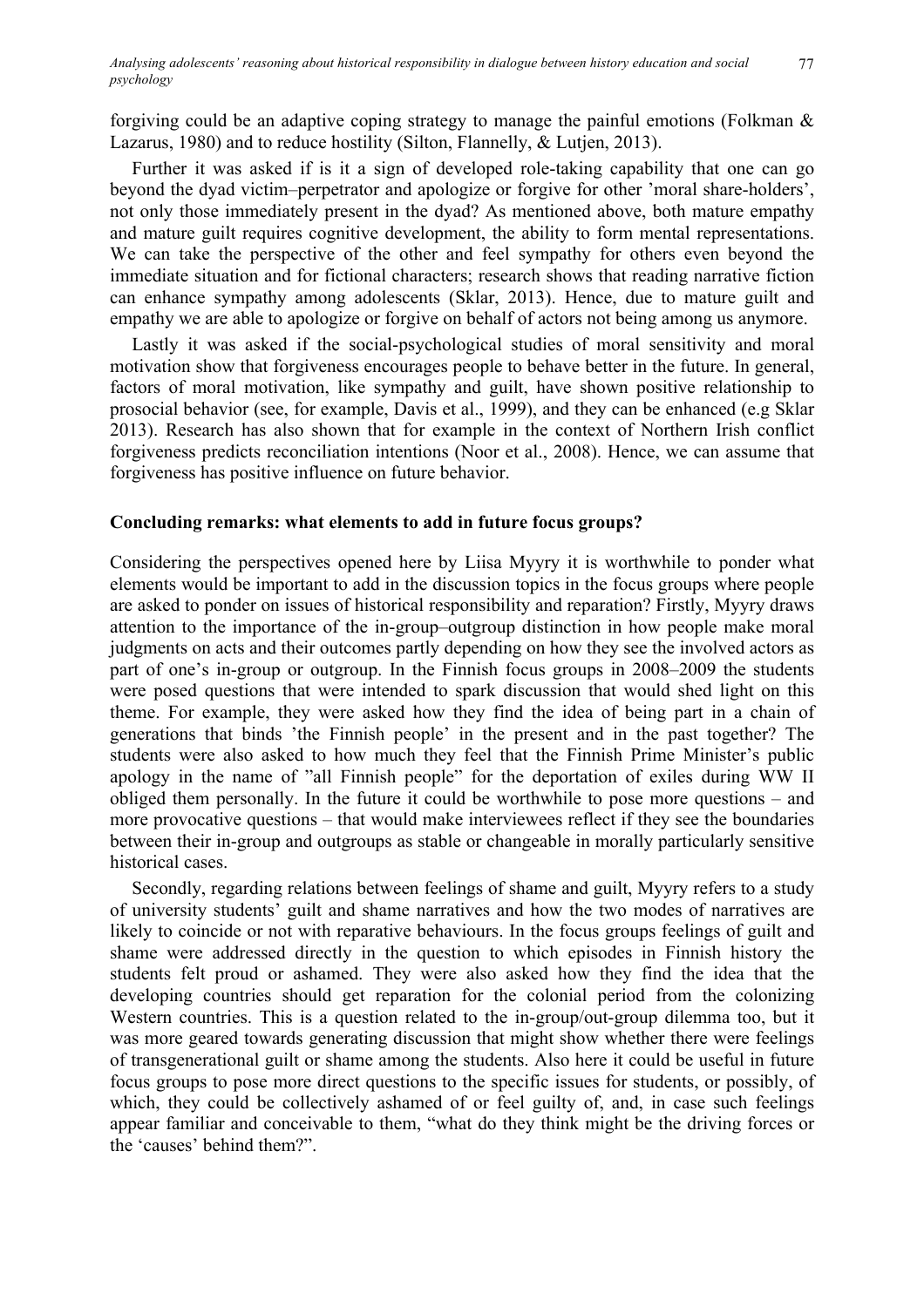forgiving could be an adaptive coping strategy to manage the painful emotions (Folkman & Lazarus, 1980) and to reduce hostility (Silton, Flannelly, & Lutjen, 2013).

Further it was asked if is it a sign of developed role-taking capability that one can go beyond the dyad victim–perpetrator and apologize or forgive for other 'moral share-holders', not only those immediately present in the dyad? As mentioned above, both mature empathy and mature guilt requires cognitive development, the ability to form mental representations. We can take the perspective of the other and feel sympathy for others even beyond the immediate situation and for fictional characters; research shows that reading narrative fiction can enhance sympathy among adolescents (Sklar, 2013). Hence, due to mature guilt and empathy we are able to apologize or forgive on behalf of actors not being among us anymore.

Lastly it was asked if the social-psychological studies of moral sensitivity and moral motivation show that forgiveness encourages people to behave better in the future. In general, factors of moral motivation, like sympathy and guilt, have shown positive relationship to prosocial behavior (see, for example, Davis et al., 1999), and they can be enhanced (e.g Sklar 2013). Research has also shown that for example in the context of Northern Irish conflict forgiveness predicts reconciliation intentions (Noor et al., 2008). Hence, we can assume that forgiveness has positive influence on future behavior.

**Concluding remarks: what elements to add in future focus groups?**

Considering the perspectives opened here by Liisa Myyry it is worthwhile to ponder what elements would be important to add in the discussion topics in the focus groups where people are asked to ponder on issues of historical responsibility and reparation? Firstly, Myyry draws attention to the importance of the in-group–outgroup distinction in how people make moral judgments on acts and their outcomes partly depending on how they see the involved actors as part of one's in-group or outgroup. In the Finnish focus groups in 2008–2009 the students were posed questions that were intended to spark discussion that would shed light on this theme. For example, they were asked how they find the idea of being part in a chain of generations that binds 'the Finnish people' in the present and in the past together? The students were also asked to how much they feel that the Finnish Prime Minister's public apology in the name of "all Finnish people" for the deportation of exiles during WW II obliged them personally. In the future it could be worthwhile to pose more questions – and more provocative questions – that would make interviewees reflect if they see the boundaries between their in-group and outgroups as stable or changeable in morally particularly sensitive historical cases.

Secondly, regarding relations between feelings of shame and guilt, Myyry refers to a study of university students' guilt and shame narratives and how the two modes of narratives are likely to coincide or not with reparative behaviours. In the focus groups feelings of guilt and shame were addressed directly in the question to which episodes in Finnish history the students felt proud or ashamed. They were also asked how they find the idea that the developing countries should get reparation for the colonial period from the colonizing Western countries. This is a question related to the in-group/out-group dilemma too, but it was more geared towards generating discussion that might show whether there were feelings of transgenerational guilt or shame among the students. Also here it could be useful in future focus groups to pose more direct questions to the specific issues for students, or possibly, of which, they could be collectively ashamed of or feel guilty of, and, in case such feelings appear familiar and conceivable to them, "what do they think might be the driving forces or the 'causes' behind them?".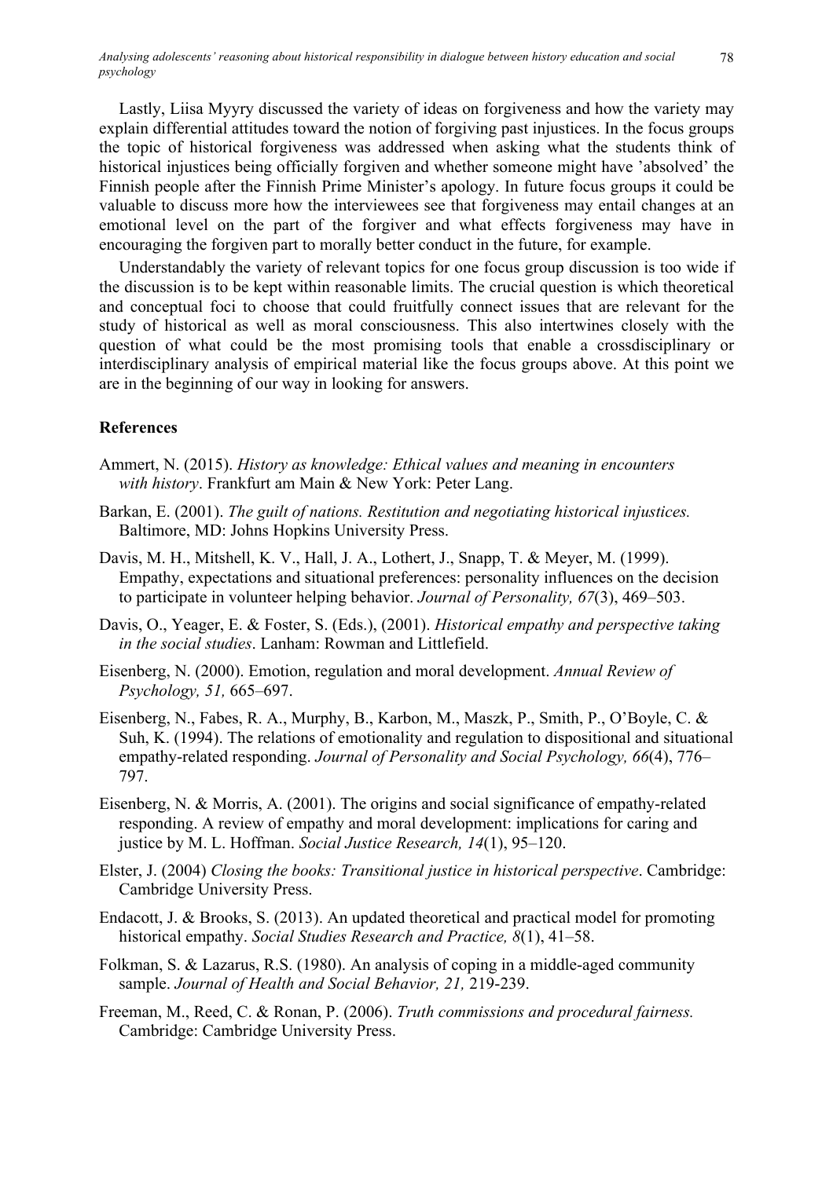Lastly, Liisa Myyry discussed the variety of ideas on forgiveness and how the variety may explain differential attitudes toward the notion of forgiving past injustices. In the focus groups the topic of historical forgiveness was addressed when asking what the students think of historical injustices being officially forgiven and whether someone might have 'absolved' the Finnish people after the Finnish Prime Minister's apology. In future focus groups it could be valuable to discuss more how the interviewees see that forgiveness may entail changes at an emotional level on the part of the forgiver and what effects forgiveness may have in encouraging the forgiven part to morally better conduct in the future, for example.

Understandably the variety of relevant topics for one focus group discussion is too wide if the discussion is to be kept within reasonable limits. The crucial question is which theoretical and conceptual foci to choose that could fruitfully connect issues that are relevant for the study of historical as well as moral consciousness. This also intertwines closely with the question of what could be the most promising tools that enable a crossdisciplinary or interdisciplinary analysis of empirical material like the focus groups above. At this point we are in the beginning of our way in looking for answers.

## References

Ammert, N. (2015). *History as knowledge: Ethical values and meaning in encounters with history*. Frankfurt am Main & New York: Peter Lang.

Barkan, E. (2001). *The guilt of nations. Restitution and negotiating historical injustices.* Baltimore, MD: Johns Hopkins University Press.

Davis, M. H., Mitshell, K. V., Hall, J. A., Lothert, J., Snapp, T. & Meyer, M. (1999). Empathy, expectations and situational preferences: personality influences on the decision to participate in volunteer helping behavior. *Journal of Personality, 67*(3), 469–503.

Davis, O., Yeager, E. & Foster, S. (Eds.), (2001). *Historical empathy and perspective taking in the social studies*. Lanham: Rowman and Littlefield.

Eisenberg, N. (2000). Emotion, regulation and moral development. *Annual Review of Psychology, 51,* 665–697.

Eisenberg, N., Fabes, R. A., Murphy, B., Karbon, M., Maszk, P., Smith, P., O'Boyle, C. & Suh, K. (1994). The relations of emotionality and regulation to dispositional and situational empathy-related responding. *Journal of Personality and Social Psychology, 66*(4), 776–797.

Eisenberg, N. & Morris, A. (2001). The origins and social significance of empathy-related responding. A review of empathy and moral development: implications for caring and justice by M. L. Hoffman. *Social Justice Research, 14*(1), 95–120.

Elster, J. (2004) *Closing the books: Transitional justice in historical perspective*. Cambridge: Cambridge University Press.

Endacott, J. & Brooks, S. (2013). An updated theoretical and practical model for promoting historical empathy. *Social Studies Research and Practice, 8*(1), 41–58.

Folkman, S. & Lazarus, R.S. (1980). An analysis of coping in a middle-aged community sample. *Journal of Health and Social Behavior, 21,* 219-239.

Freeman, M., Reed, C. & Ronan, P. (2006). *Truth commissions and procedural fairness.* Cambridge: Cambridge University Press.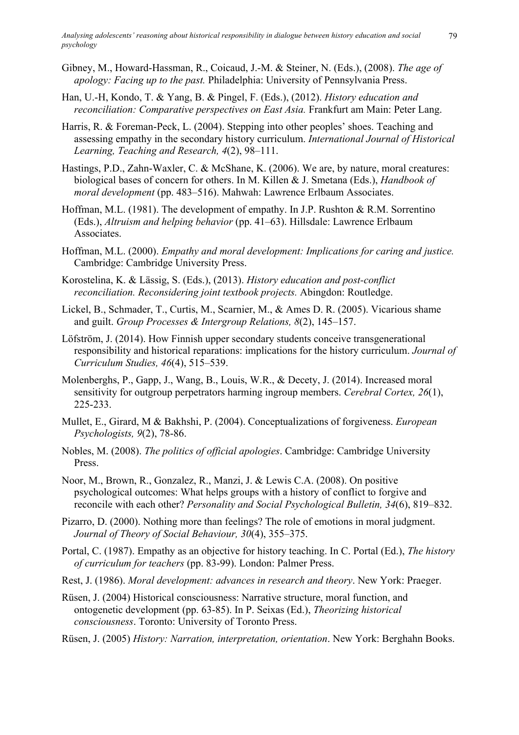Gibney, M., Howard-Hassman, R., Coicaud, J.-M. & Steiner, N. (Eds.), (2008). *The age of apology: Facing up to the past.* Philadelphia: University of Pennsylvania Press.

Han, U.-H, Kondo, T. & Yang, B. & Pingel, F. (Eds.), (2012). *History education and reconciliation: Comparative perspectives on East Asia.* Frankfurt am Main: Peter Lang.

Harris, R. & Foreman-Peck, L. (2004). Stepping into other peoples' shoes. Teaching and assessing empathy in the secondary history curriculum. *International Journal of Historical Learning, Teaching and Research, 4*(2), 98–111.

Hastings, P.D., Zahn-Waxler, C. & McShane, K. (2006). We are, by nature, moral creatures: biological bases of concern for others. In M. Killen & J. Smetana (Eds.), *Handbook of moral development* (pp. 483–516). Mahwah: Lawrence Erlbaum Associates.

Hoffman, M.L. (1981). The development of empathy. In J.P. Rushton & R.M. Sorrentino (Eds.), *Altruism and helping behavior* (pp. 41–63). Hillsdale: Lawrence Erlbaum Associates.

Hoffman, M.L. (2000). *Empathy and moral development: Implications for caring and justice.* Cambridge: Cambridge University Press.

Korostelina, K. & Lässig, S. (Eds.), (2013). *History education and post-conflict reconciliation. Reconsidering joint textbook projects.* Abingdon: Routledge.

Lickel, B., Schmader, T., Curtis, M., Scarnier, M., & Ames D. R. (2005). Vicarious shame and guilt. *Group Processes & Intergroup Relations, 8*(2), 145–157.

Löfström, J. (2014). How Finnish upper secondary students conceive transgenerational responsibility and historical reparations: implications for the history curriculum. *Journal of Curriculum Studies, 46*(4), 515–539.

Molenberghs, P., Gapp, J., Wang, B., Louis, W.R., & Decety, J. (2014). Increased moral sensitivity for outgroup perpetrators harming ingroup members. *Cerebral Cortex, 26*(1), 225-233.

Mullet, E., Girard, M & Bakhshi, P. (2004). Conceptualizations of forgiveness. *European Psychologists, 9*(2), 78-86.

Nobles, M. (2008). *The politics of official apologies*. Cambridge: Cambridge University Press.

Noor, M., Brown, R., Gonzalez, R., Manzi, J. & Lewis C.A. (2008). On positive psychological outcomes: What helps groups with a history of conflict to forgive and reconcile with each other? *Personality and Social Psychological Bulletin, 34*(6), 819–832.

Pizarro, D. (2000). Nothing more than feelings? The role of emotions in moral judgment. *Journal of Theory of Social Behaviour, 30*(4), 355–375.

Portal, C. (1987). Empathy as an objective for history teaching. In C. Portal (Ed.), *The history of curriculum for teachers* (pp. 83-99). London: Palmer Press.

Rest, J. (1986). *Moral development: advances in research and theory*. New York: Praeger.

Rüsen, J. (2004) Historical consciousness: Narrative structure, moral function, and ontogenetic development (pp. 63-85). In P. Seixas (Ed.), *Theorizing historical consciousness*. Toronto: University of Toronto Press.

Rüsen, J. (2005) *History: Narration, interpretation, orientation*. New York: Berghahn Books.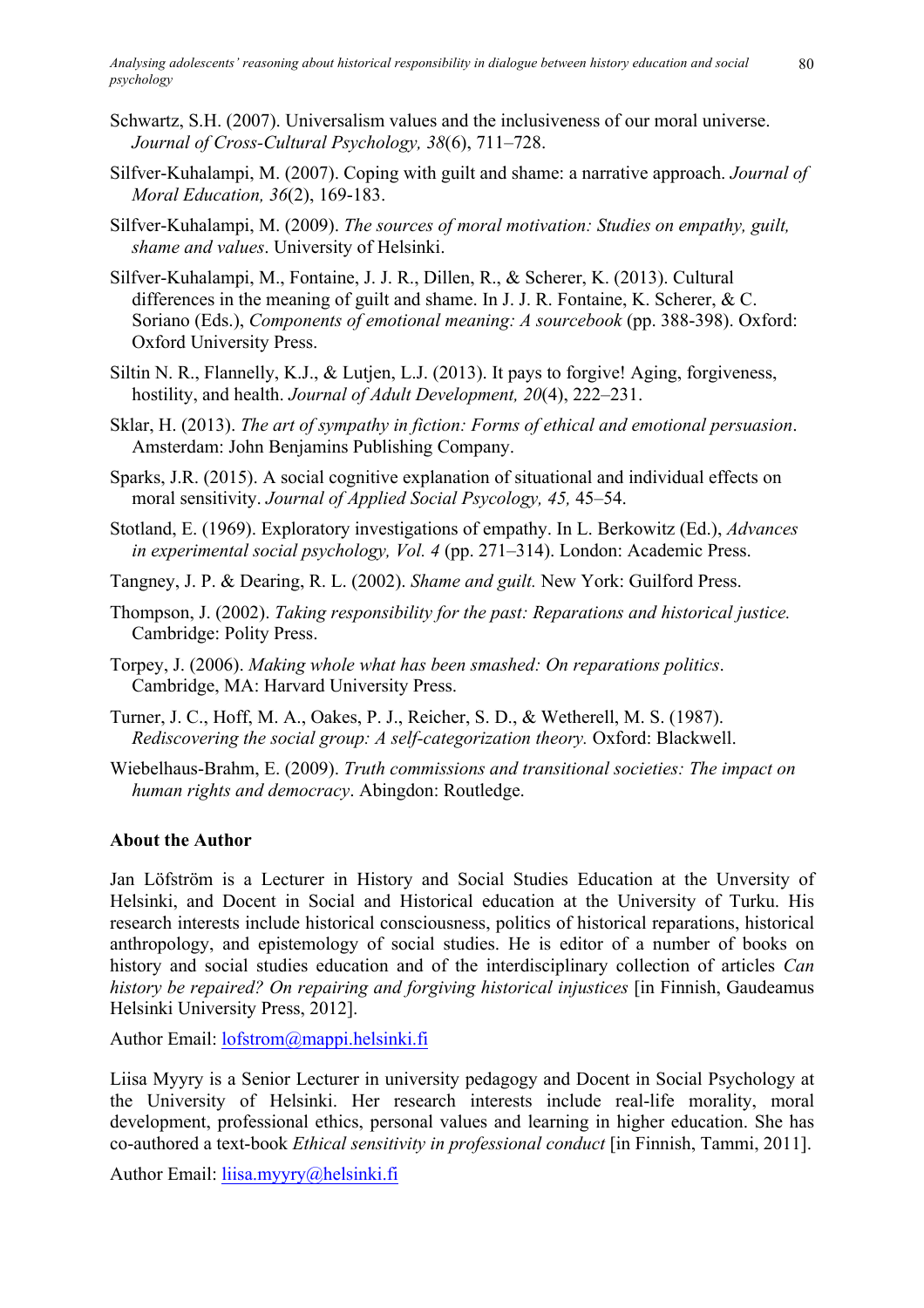Schwartz, S.H. (2007). Universalism values and the inclusiveness of our moral universe. *Journal of Cross-Cultural Psychology, 38*(6), 711–728.

Silfver-Kuhalampi, M. (2007). Coping with guilt and shame: a narrative approach. *Journal of Moral Education, 36*(2), 169-183.

Silfver-Kuhalampi, M. (2009). *The sources of moral motivation: Studies on empathy, guilt, shame and values*. University of Helsinki.

Silfver-Kuhalampi, M., Fontaine, J. J. R., Dillen, R., & Scherer, K. (2013). Cultural differences in the meaning of guilt and shame. In J. J. R. Fontaine, K. Scherer, & C. Soriano (Eds.), *Components of emotional meaning: A sourcebook* (pp. 388-398). Oxford: Oxford University Press.

Siltin N. R., Flannelly, K.J., & Lutjen, L.J. (2013). It pays to forgive! Aging, forgiveness, hostility, and health. *Journal of Adult Development, 20*(4), 222–231.

Sklar, H. (2013). *The art of sympathy in fiction: Forms of ethical and emotional persuasion*. Amsterdam: John Benjamins Publishing Company.

Sparks, J.R. (2015). A social cognitive explanation of situational and individual effects on moral sensitivity. *Journal of Applied Social Psycology, 45,* 45–54.

Stotland, E. (1969). Exploratory investigations of empathy. In L. Berkowitz (Ed.), *Advances in experimental social psychology, Vol. 4* (pp. 271–314). London: Academic Press.

Tangney, J. P. & Dearing, R. L. (2002). *Shame and guilt.* New York: Guilford Press.

Thompson, J. (2002). *Taking responsibility for the past: Reparations and historical justice.* Cambridge: Polity Press.

Torpey, J. (2006). *Making whole what has been smashed: On reparations politics*. Cambridge, MA: Harvard University Press.

Turner, J. C., Hoff, M. A., Oakes, P. J., Reicher, S. D., & Wetherell, M. S. (1987). *Rediscovering the social group: A self-categorization theory.* Oxford: Blackwell.

Wiebelhaus-Brahm, E. (2009). *Truth commissions and transitional societies: The impact on human rights and democracy*. Abingdon: Routledge.

## About the Author

Jan Löfström is a Lecturer in History and Social Studies Education at the Unversity of Helsinki, and Docent in Social and Historical education at the University of Turku. His research interests include historical consciousness, politics of historical reparations, historical anthropology, and epistemology of social studies. He is editor of a number of books on history and social studies education and of the interdisciplinary collection of articles *Can history be repaired? On repairing and forgiving historical injustices* [in Finnish, Gaudeamus Helsinki University Press, 2012].

Author Email: lofstrom@mappi.helsinki.fi

Liisa Myyry is a Senior Lecturer in university pedagogy and Docent in Social Psychology at the University of Helsinki. Her research interests include real-life morality, moral development, professional ethics, personal values and learning in higher education. She has co-authored a text-book *Ethical sensitivity in professional conduct* [in Finnish, Tammi, 2011].

Author Email: liisa.myyry@helsinki.fi